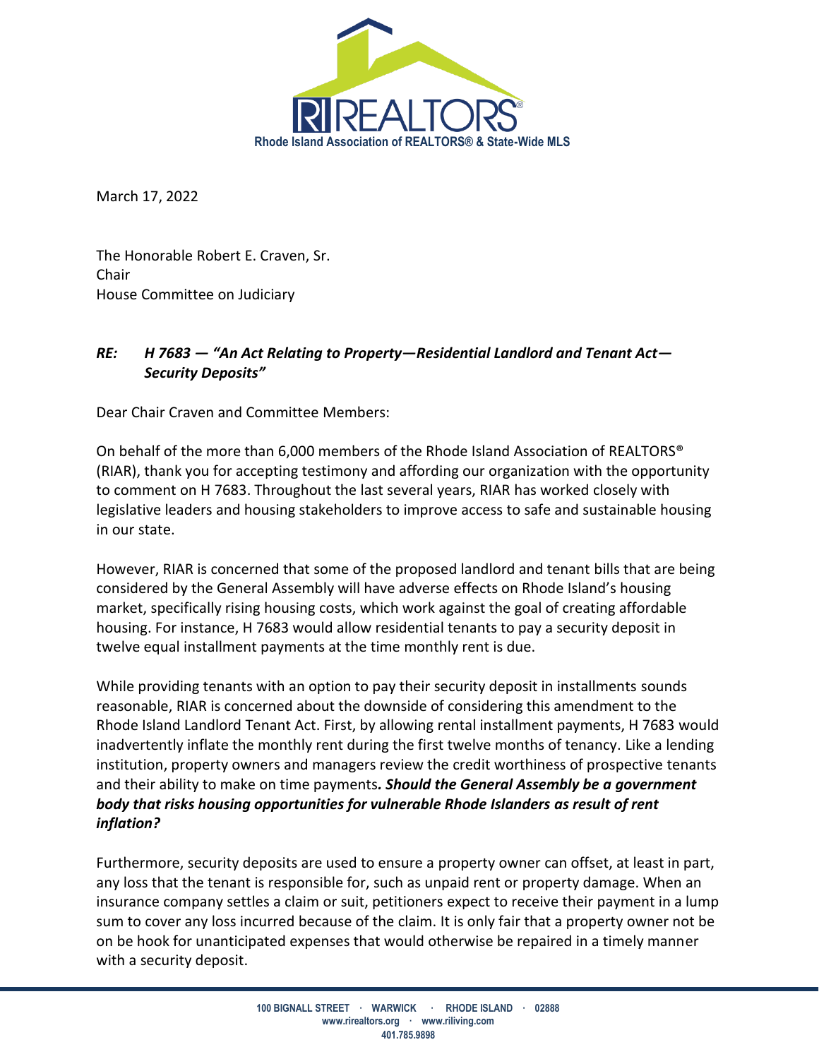Rhode Island Association of REALTORS® & State-Wide MLS

March 17, 2022

The Honorable Robert E. Craven, Sr.
Chair
House Committee on Judiciary

***RE: H 7683 — "An Act Relating to Property—Residential Landlord and Tenant Act—Security Deposits"***

Dear Chair Craven and Committee Members:

On behalf of the more than 6,000 members of the Rhode Island Association of REALTORS® (RIAR), thank you for accepting testimony and affording our organization with the opportunity to comment on H 7683. Throughout the last several years, RIAR has worked closely with legislative leaders and housing stakeholders to improve access to safe and sustainable housing in our state.

However, RIAR is concerned that some of the proposed landlord and tenant bills that are being considered by the General Assembly will have adverse effects on Rhode Island's housing market, specifically rising housing costs, which work against the goal of creating affordable housing. For instance, H 7683 would allow residential tenants to pay a security deposit in twelve equal installment payments at the time monthly rent is due.

While providing tenants with an option to pay their security deposit in installments sounds reasonable, RIAR is concerned about the downside of considering this amendment to the Rhode Island Landlord Tenant Act. First, by allowing rental installment payments, H 7683 would inadvertently inflate the monthly rent during the first twelve months of tenancy. Like a lending institution, property owners and managers review the credit worthiness of prospective tenants and their ability to make on time payments***. Should the General Assembly be a government body that risks housing opportunities for vulnerable Rhode Islanders as result of rent inflation?***

Furthermore, security deposits are used to ensure a property owner can offset, at least in part, any loss that the tenant is responsible for, such as unpaid rent or property damage. When an insurance company settles a claim or suit, petitioners expect to receive their payment in a lump sum to cover any loss incurred because of the claim. It is only fair that a property owner not be on be hook for unanticipated expenses that would otherwise be repaired in a timely manner with a security deposit.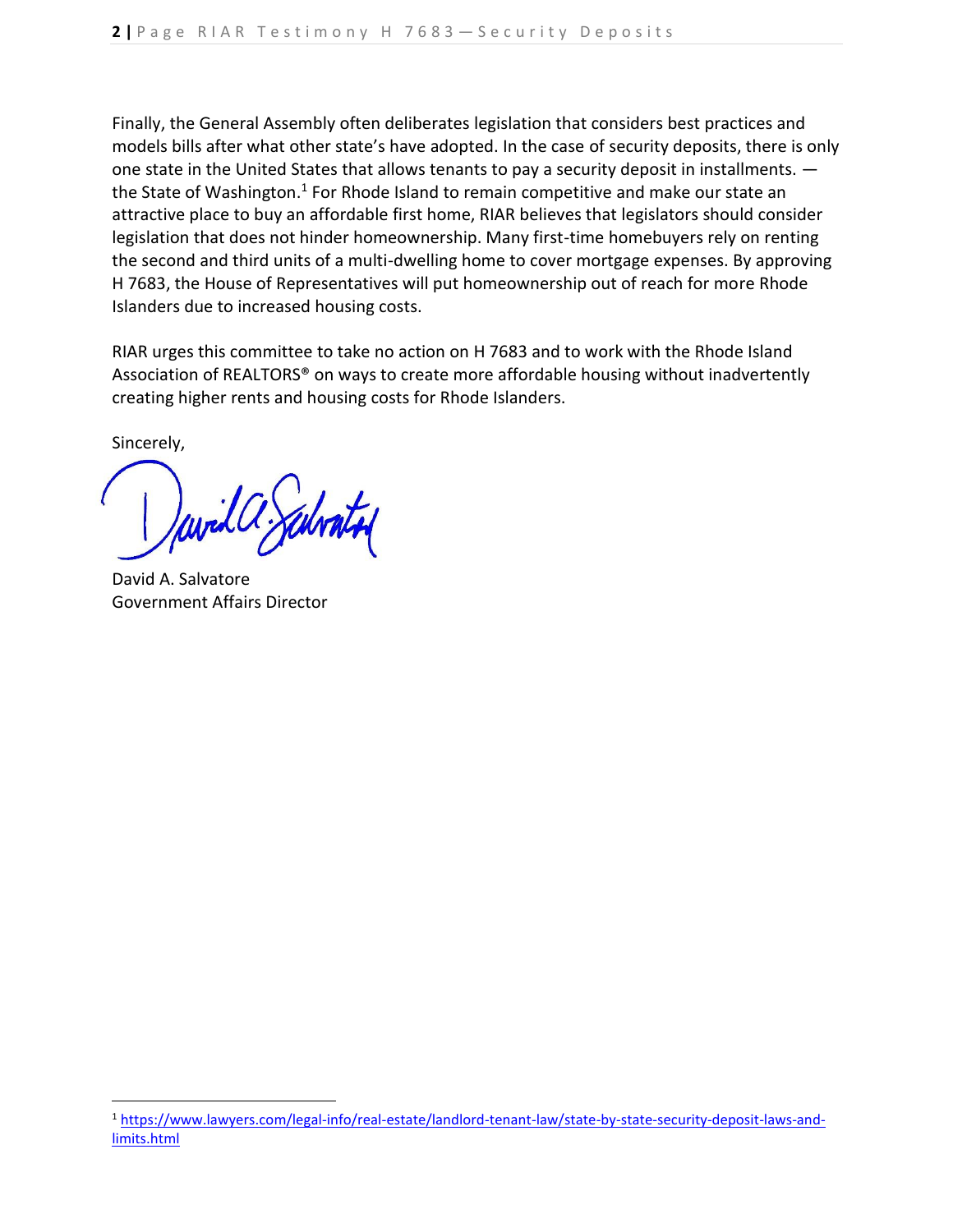Finally, the General Assembly often deliberates legislation that considers best practices and models bills after what other state's have adopted. In the case of security deposits, there is only one state in the United States that allows tenants to pay a security deposit in installments. — the State of Washington.[1] For Rhode Island to remain competitive and make our state an attractive place to buy an affordable first home, RIAR believes that legislators should consider legislation that does not hinder homeownership. Many first-time homebuyers rely on renting the second and third units of a multi-dwelling home to cover mortgage expenses. By approving H 7683, the House of Representatives will put homeownership out of reach for more Rhode Islanders due to increased housing costs.

RIAR urges this committee to take no action on H 7683 and to work with the Rhode Island Association of REALTORS® on ways to create more affordable housing without inadvertently creating higher rents and housing costs for Rhode Islanders.

Sincerely,

David A. Salvatore
Government Affairs Director

---

[1] https://www.lawyers.com/legal-info/real-estate/landlord-tenant-law/state-by-state-security-deposit-laws-and-limits.html